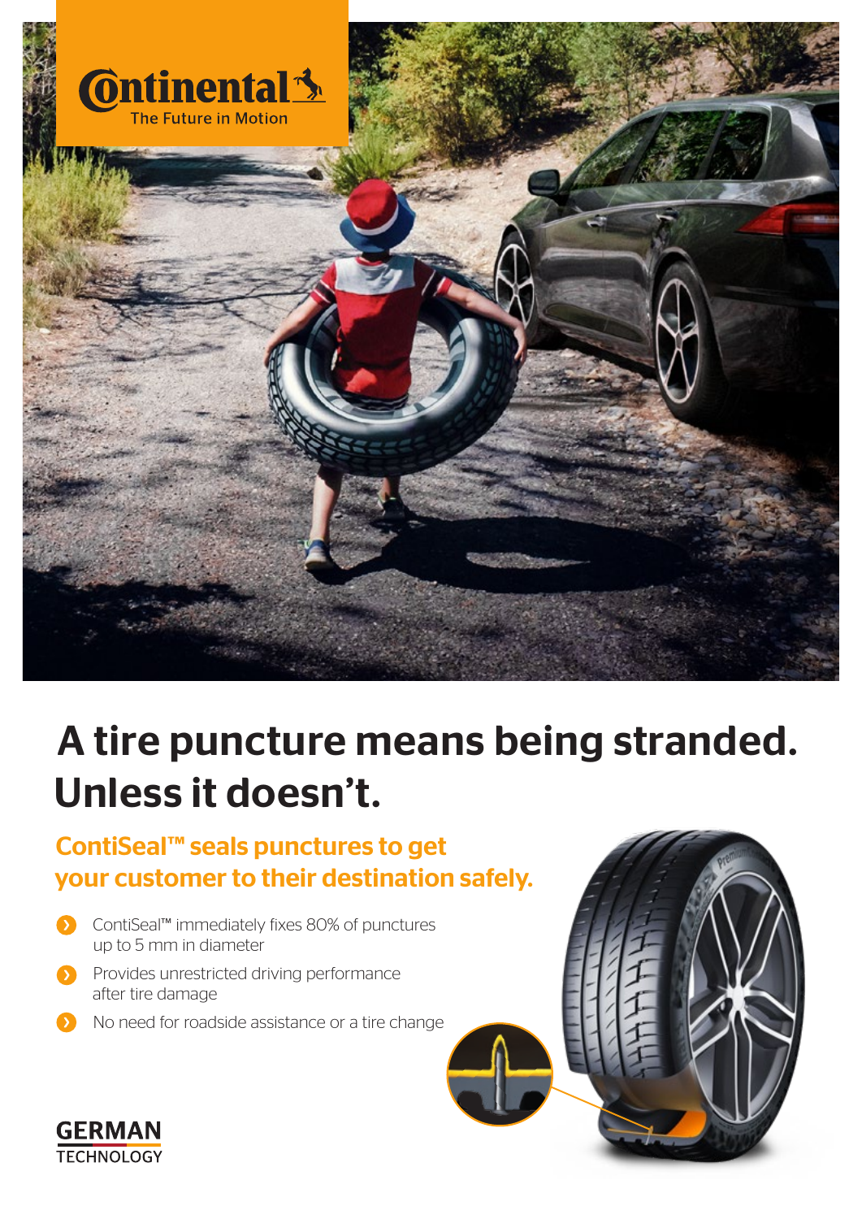Continental
The Future in Motion

# A tire puncture means being stranded. Unless it doesn't.

## ContiSeal™ seals punctures to get your customer to their destination safely.

- ContiSeal™ immediately fixes 80% of punctures up to 5 mm in diameter
- Provides unrestricted driving performance after tire damage
- No need for roadside assistance or a tire change

GERMAN TECHNOLOGY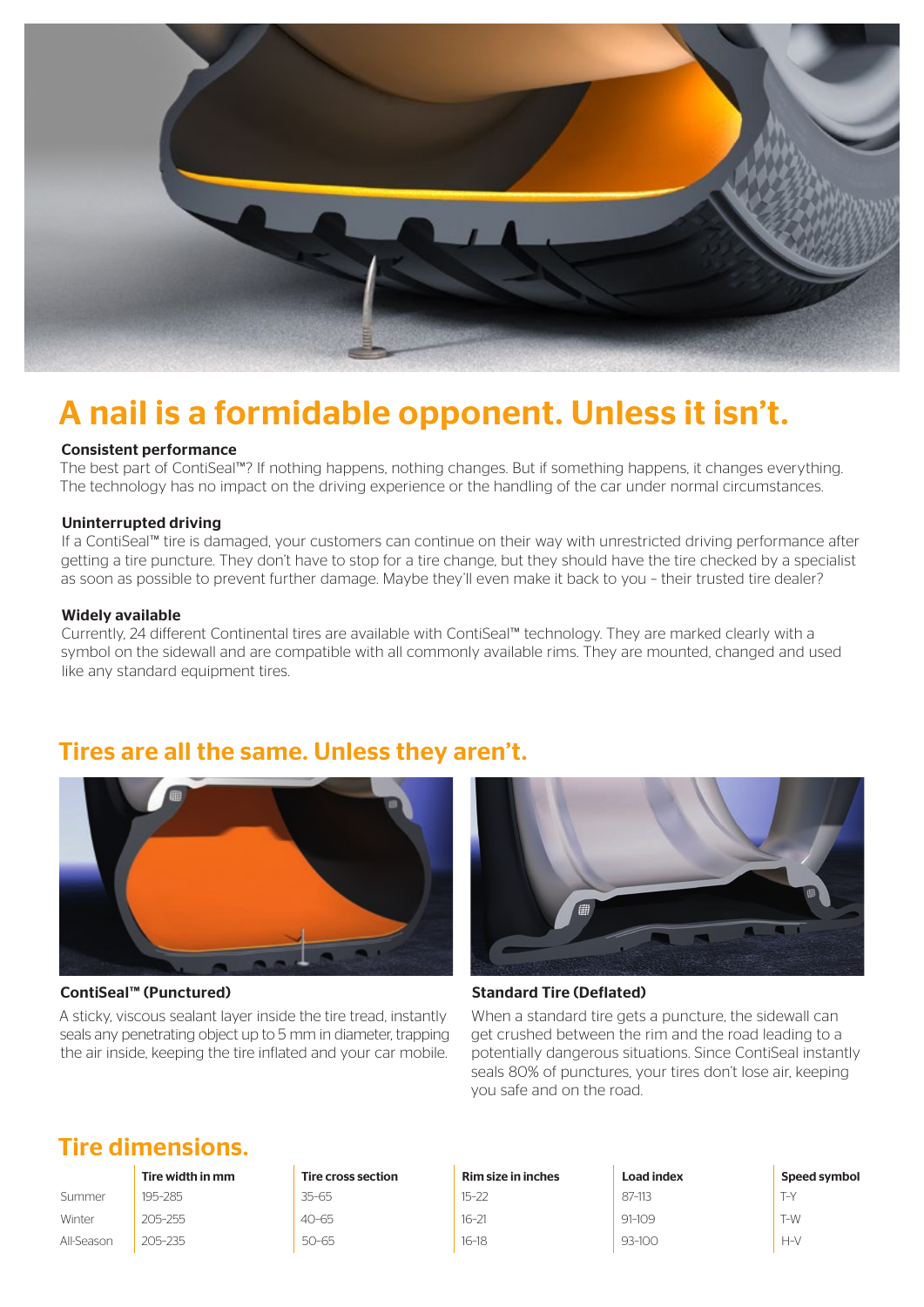# A nail is a formidable opponent. Unless it isn't.

**Consistent performance**

The best part of ContiSeal™? If nothing happens, nothing changes. But if something happens, it changes everything. The technology has no impact on the driving experience or the handling of the car under normal circumstances.

**Uninterrupted driving**

If a ContiSeal™ tire is damaged, your customers can continue on their way with unrestricted driving performance after getting a tire puncture. They don't have to stop for a tire change, but they should have the tire checked by a specialist as soon as possible to prevent further damage. Maybe they'll even make it back to you – their trusted tire dealer?

**Widely available**

Currently, 24 different Continental tires are available with ContiSeal™ technology. They are marked clearly with a symbol on the sidewall and are compatible with all commonly available rims. They are mounted, changed and used like any standard equipment tires.

## Tires are all the same. Unless they aren't.

**ContiSeal™ (Punctured)**

A sticky, viscous sealant layer inside the tire tread, instantly seals any penetrating object up to 5 mm in diameter, trapping the air inside, keeping the tire inflated and your car mobile.

**Standard Tire (Deflated)**

When a standard tire gets a puncture, the sidewall can get crushed between the rim and the road leading to a potentially dangerous situations. Since ContiSeal instantly seals 80% of punctures, your tires don't lose air, keeping you safe and on the road.

## Tire dimensions.

| | Tire width in mm | Tire cross section | Rim size in inches | Load index | Speed symbol |
|---|---|---|---|---|---|
| Summer | 195-285 | 35-65 | 15-22 | 87-113 | T-Y |
| Winter | 205-255 | 40-65 | 16-21 | 91-109 | T-W |
| All-Season | 205-235 | 50-65 | 16-18 | 93-100 | H-V |